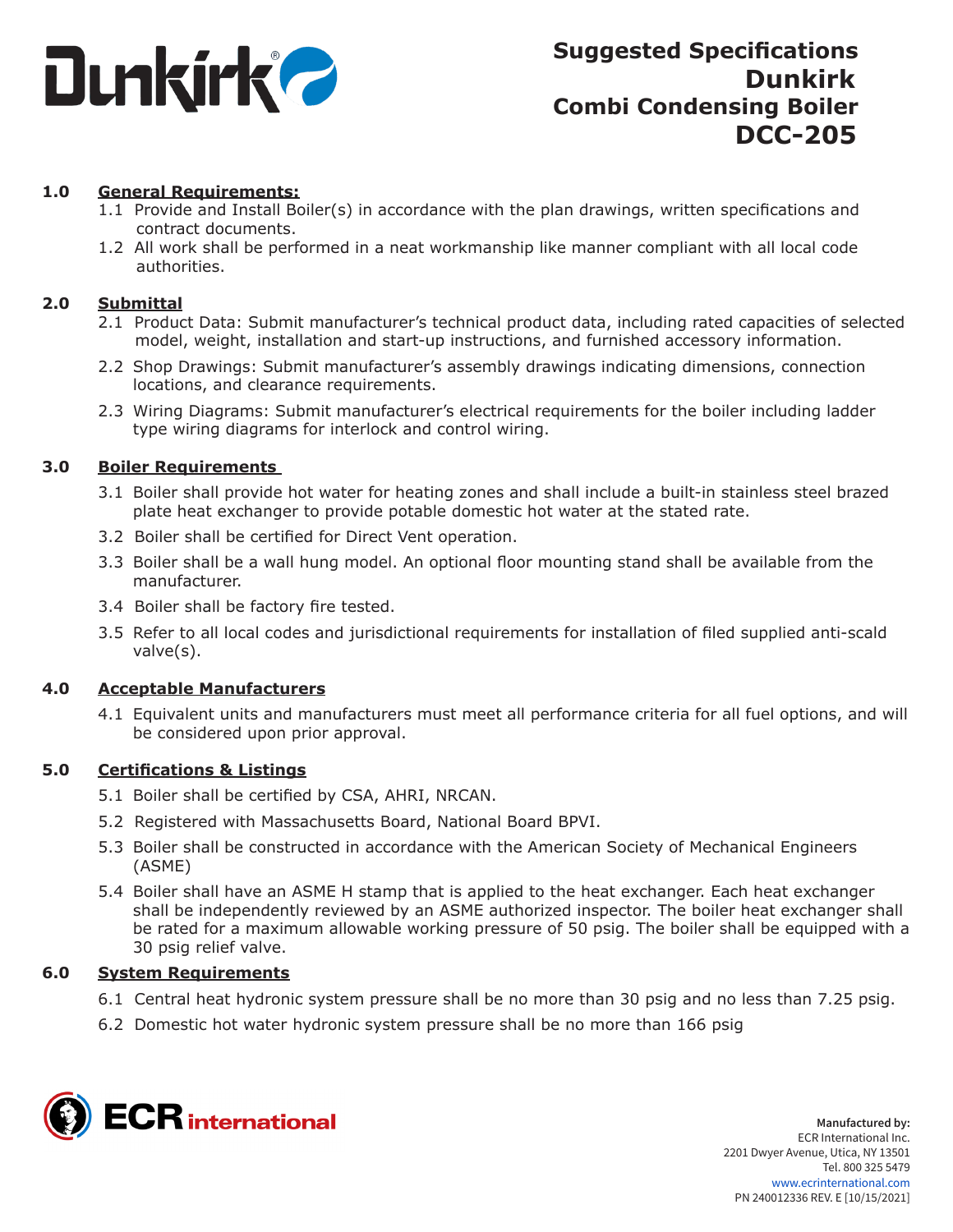# Suggested Specifications Dunkirk Combi Condensing Boiler DCC-205

## 1.0 General Requirements:

1.1 Provide and Install Boiler(s) in accordance with the plan drawings, written specifications and contract documents.

1.2 All work shall be performed in a neat workmanship like manner compliant with all local code authorities.

## 2.0 Submittal

2.1 Product Data: Submit manufacturer's technical product data, including rated capacities of selected model, weight, installation and start-up instructions, and furnished accessory information.

2.2 Shop Drawings: Submit manufacturer's assembly drawings indicating dimensions, connection locations, and clearance requirements.

2.3 Wiring Diagrams: Submit manufacturer's electrical requirements for the boiler including ladder type wiring diagrams for interlock and control wiring.

## 3.0 Boiler Requirements

3.1 Boiler shall provide hot water for heating zones and shall include a built-in stainless steel brazed plate heat exchanger to provide potable domestic hot water at the stated rate.

3.2 Boiler shall be certified for Direct Vent operation.

3.3 Boiler shall be a wall hung model. An optional floor mounting stand shall be available from the manufacturer.

3.4 Boiler shall be factory fire tested.

3.5 Refer to all local codes and jurisdictional requirements for installation of filed supplied anti-scald valve(s).

## 4.0 Acceptable Manufacturers

4.1 Equivalent units and manufacturers must meet all performance criteria for all fuel options, and will be considered upon prior approval.

## 5.0 Certifications & Listings

5.1 Boiler shall be certified by CSA, AHRI, NRCAN.

5.2 Registered with Massachusetts Board, National Board BPVI.

5.3 Boiler shall be constructed in accordance with the American Society of Mechanical Engineers (ASME)

5.4 Boiler shall have an ASME H stamp that is applied to the heat exchanger. Each heat exchanger shall be independently reviewed by an ASME authorized inspector. The boiler heat exchanger shall be rated for a maximum allowable working pressure of 50 psig. The boiler shall be equipped with a 30 psig relief valve.

## 6.0 System Requirements

6.1 Central heat hydronic system pressure shall be no more than 30 psig and no less than 7.25 psig.

6.2 Domestic hot water hydronic system pressure shall be no more than 166 psig

**Manufactured by:**
ECR International Inc.
2201 Dwyer Avenue, Utica, NY 13501
Tel. 800 325 5479
www.ecrinternational.com
PN 240012336 REV. E [10/15/2021]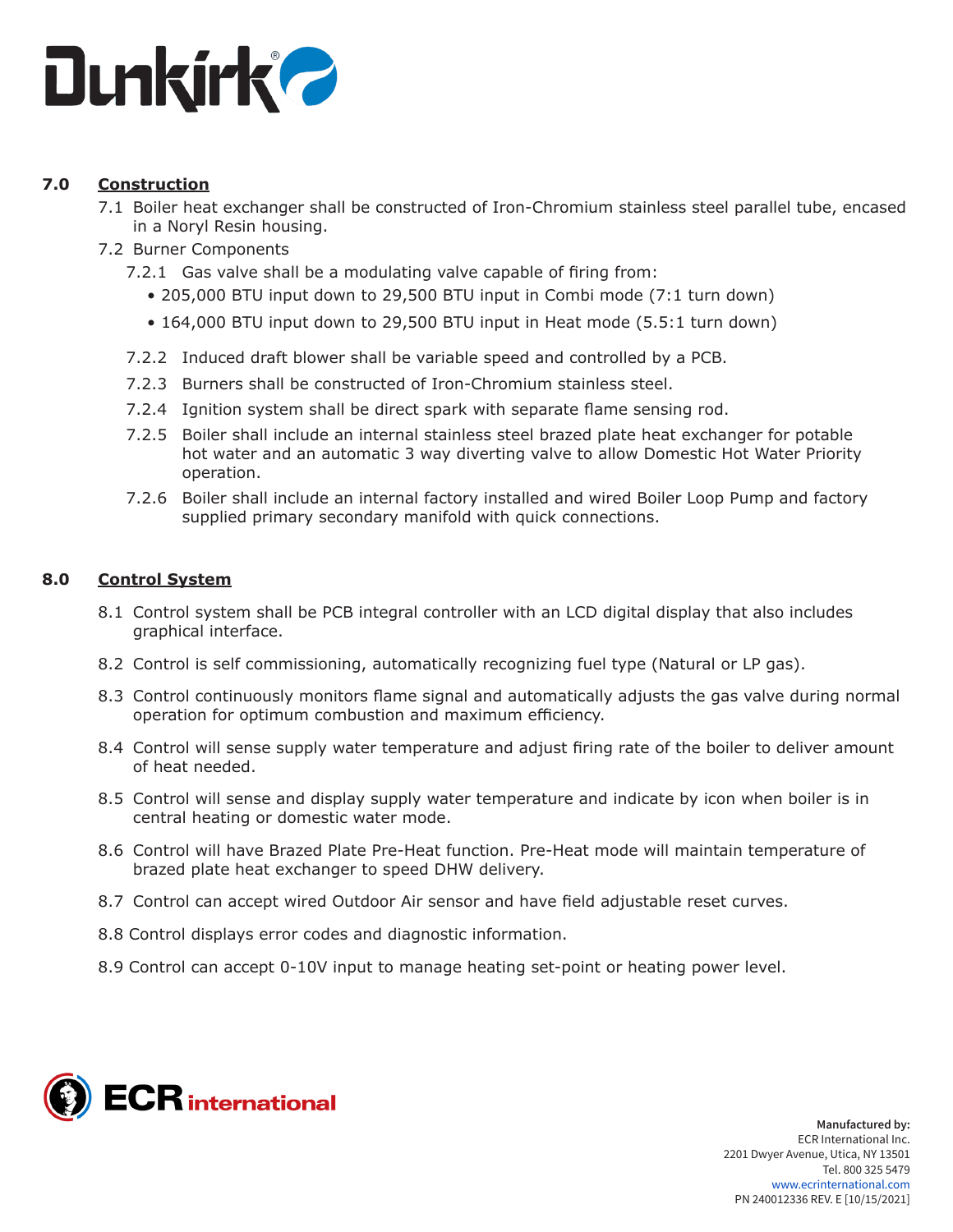## 7.0 Construction

7.1 Boiler heat exchanger shall be constructed of Iron-Chromium stainless steel parallel tube, encased in a Noryl Resin housing.

7.2 Burner Components

7.2.1 Gas valve shall be a modulating valve capable of firing from:

- 205,000 BTU input down to 29,500 BTU input in Combi mode (7:1 turn down)
- 164,000 BTU input down to 29,500 BTU input in Heat mode (5.5:1 turn down)

7.2.2 Induced draft blower shall be variable speed and controlled by a PCB.

7.2.3 Burners shall be constructed of Iron-Chromium stainless steel.

7.2.4 Ignition system shall be direct spark with separate flame sensing rod.

7.2.5 Boiler shall include an internal stainless steel brazed plate heat exchanger for potable hot water and an automatic 3 way diverting valve to allow Domestic Hot Water Priority operation.

7.2.6 Boiler shall include an internal factory installed and wired Boiler Loop Pump and factory supplied primary secondary manifold with quick connections.

## 8.0 Control System

8.1 Control system shall be PCB integral controller with an LCD digital display that also includes graphical interface.

8.2 Control is self commissioning, automatically recognizing fuel type (Natural or LP gas).

8.3 Control continuously monitors flame signal and automatically adjusts the gas valve during normal operation for optimum combustion and maximum efficiency.

8.4 Control will sense supply water temperature and adjust firing rate of the boiler to deliver amount of heat needed.

8.5 Control will sense and display supply water temperature and indicate by icon when boiler is in central heating or domestic water mode.

8.6 Control will have Brazed Plate Pre-Heat function. Pre-Heat mode will maintain temperature of brazed plate heat exchanger to speed DHW delivery.

8.7 Control can accept wired Outdoor Air sensor and have field adjustable reset curves.

8.8 Control displays error codes and diagnostic information.

8.9 Control can accept 0-10V input to manage heating set-point or heating power level.

**Manufactured by:**
ECR International Inc.
2201 Dwyer Avenue, Utica, NY 13501
Tel. 800 325 5479
www.ecrinternational.com
PN 240012336 REV. E [10/15/2021]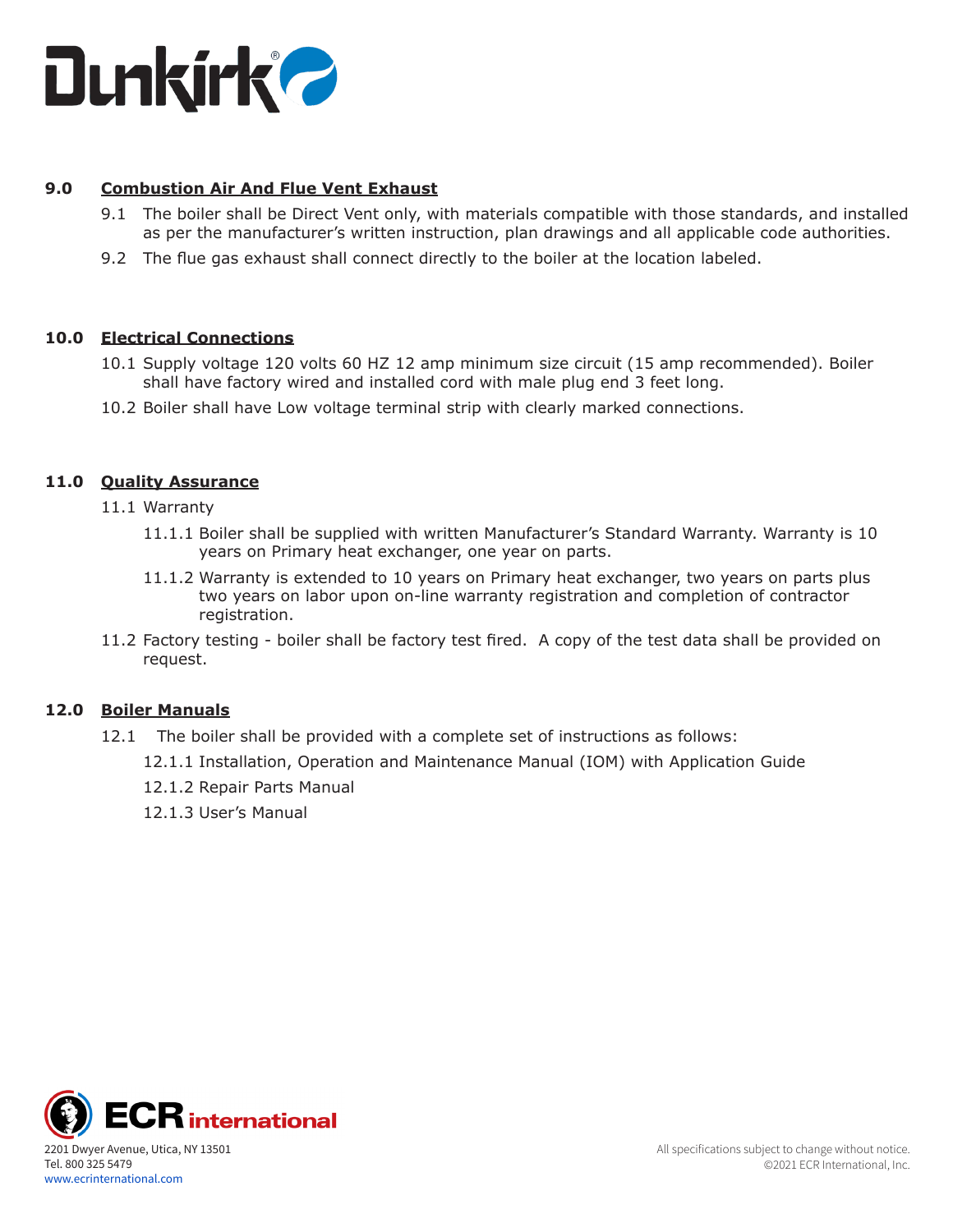## 9.0 Combustion Air And Flue Vent Exhaust

9.1 The boiler shall be Direct Vent only, with materials compatible with those standards, and installed as per the manufacturer's written instruction, plan drawings and all applicable code authorities.

9.2 The flue gas exhaust shall connect directly to the boiler at the location labeled.

## 10.0 Electrical Connections

10.1 Supply voltage 120 volts 60 HZ 12 amp minimum size circuit (15 amp recommended). Boiler shall have factory wired and installed cord with male plug end 3 feet long.

10.2 Boiler shall have Low voltage terminal strip with clearly marked connections.

## 11.0 Quality Assurance

11.1 Warranty

11.1.1 Boiler shall be supplied with written Manufacturer's Standard Warranty. Warranty is 10 years on Primary heat exchanger, one year on parts.

11.1.2 Warranty is extended to 10 years on Primary heat exchanger, two years on parts plus two years on labor upon on-line warranty registration and completion of contractor registration.

11.2 Factory testing - boiler shall be factory test fired. A copy of the test data shall be provided on request.

## 12.0 Boiler Manuals

12.1 The boiler shall be provided with a complete set of instructions as follows:

12.1.1 Installation, Operation and Maintenance Manual (IOM) with Application Guide

12.1.2 Repair Parts Manual

12.1.3 User's Manual

2201 Dwyer Avenue, Utica, NY 13501
Tel. 800 325 5479
www.ecrinternational.com

All specifications subject to change without notice.
©2021 ECR International, Inc.